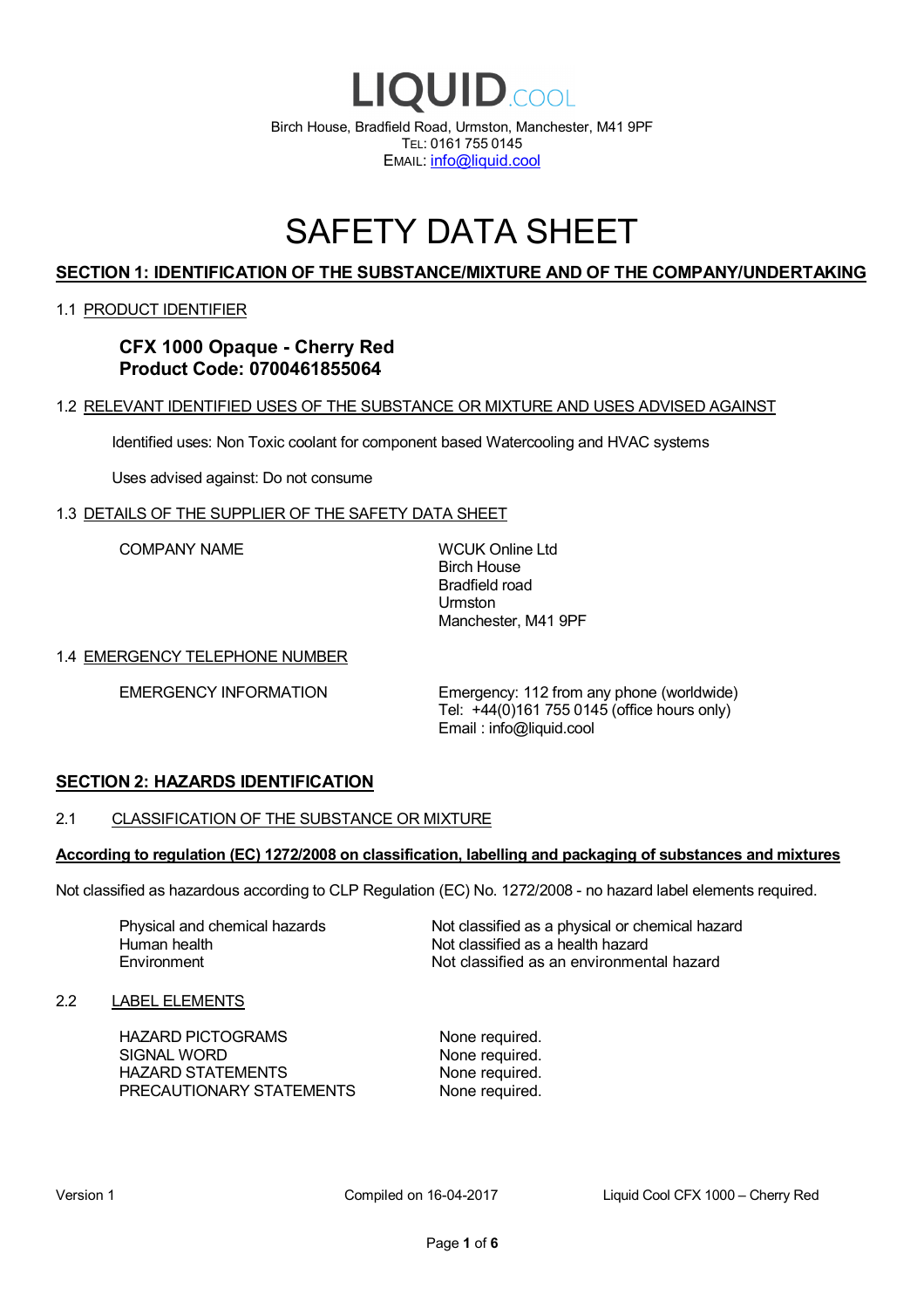# LIQUID.COOL

Birch House, Bradfield Road, Urmston, Manchester, M41 9PF
TEL: 0161 755 0145
EMAIL: info@liquid.cool

# SAFETY DATA SHEET

## SECTION 1: IDENTIFICATION OF THE SUBSTANCE/MIXTURE AND OF THE COMPANY/UNDERTAKING

### 1.1 PRODUCT IDENTIFIER

**CFX 1000 Opaque - Cherry Red**
**Product Code: 0700461855064**

### 1.2 RELEVANT IDENTIFIED USES OF THE SUBSTANCE OR MIXTURE AND USES ADVISED AGAINST

Identified uses: Non Toxic coolant for component based Watercooling and HVAC systems

Uses advised against: Do not consume

### 1.3 DETAILS OF THE SUPPLIER OF THE SAFETY DATA SHEET

| | |
|---|---|
| COMPANY NAME | WCUK Online Ltd<br>Birch House<br>Bradfield road<br>Urmston<br>Manchester, M41 9PF |

### 1.4 EMERGENCY TELEPHONE NUMBER

| | |
|---|---|
| EMERGENCY INFORMATION | Emergency: 112 from any phone (worldwide)<br>Tel: +44(0)161 755 0145 (office hours only)<br>Email : info@liquid.cool |

## SECTION 2: HAZARDS IDENTIFICATION

### 2.1 CLASSIFICATION OF THE SUBSTANCE OR MIXTURE

**According to regulation (EC) 1272/2008 on classification, labelling and packaging of substances and mixtures**

Not classified as hazardous according to CLP Regulation (EC) No. 1272/2008 - no hazard label elements required.

| | |
|---|---|
| Physical and chemical hazards | Not classified as a physical or chemical hazard |
| Human health | Not classified as a health hazard |
| Environment | Not classified as an environmental hazard |

### 2.2 LABEL ELEMENTS

| | |
|---|---|
| HAZARD PICTOGRAMS | None required. |
| SIGNAL WORD | None required. |
| HAZARD STATEMENTS | None required. |
| PRECAUTIONARY STATEMENTS | None required. |

Version 1 | Compiled on 16-04-2017 | Liquid Cool CFX 1000 – Cherry Red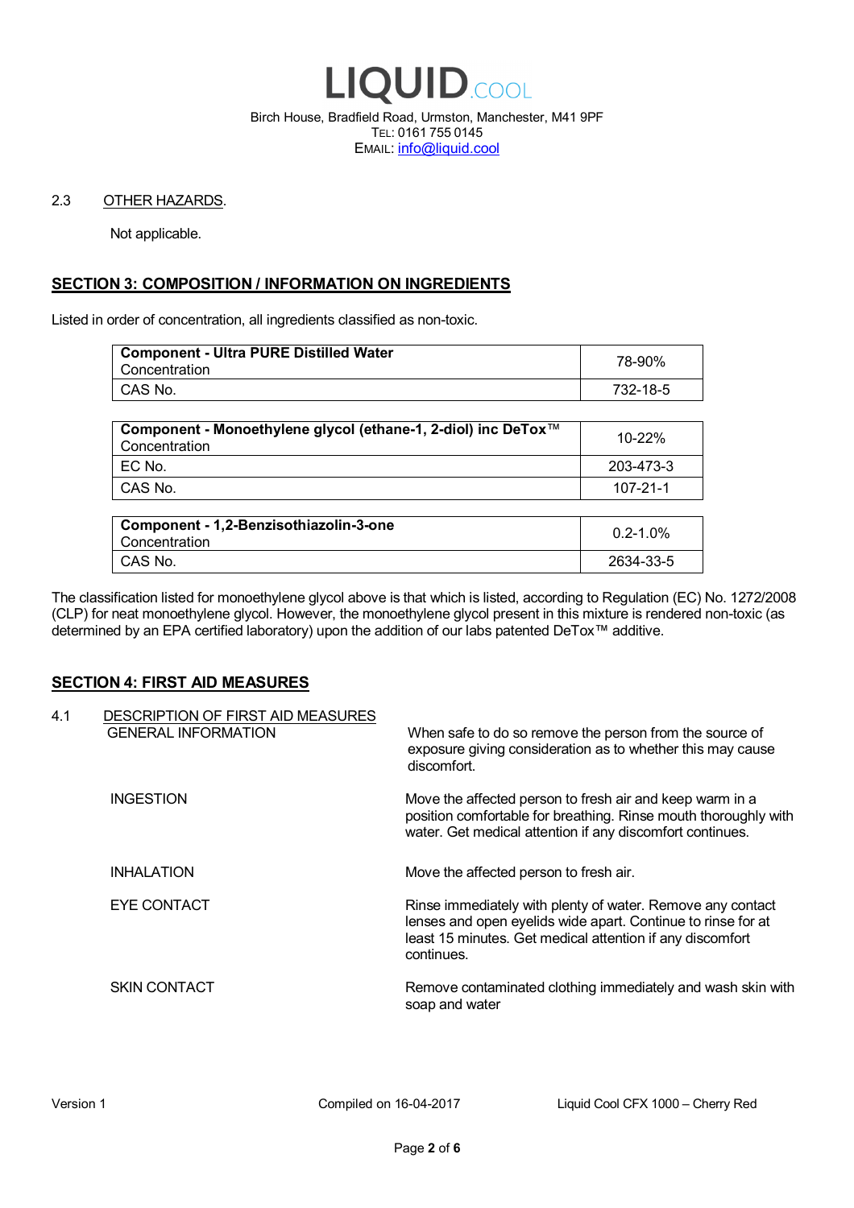2.3 OTHER HAZARDS.

Not applicable.

## SECTION 3: COMPOSITION / INFORMATION ON INGREDIENTS

Listed in order of concentration, all ingredients classified as non-toxic.

| **Component - Ultra PURE Distilled Water**<br>Concentration | 78-90% |
|---|---|
| CAS No. | 732-18-5 |

| **Component - Monoethylene glycol (ethane-1, 2-diol) inc DeTox™**<br>Concentration | 10-22% |
|---|---|
| EC No. | 203-473-3 |
| CAS No. | 107-21-1 |

| **Component - 1,2-Benzisothiazolin-3-one**<br>Concentration | 0.2-1.0% |
|---|---|
| CAS No. | 2634-33-5 |

The classification listed for monoethylene glycol above is that which is listed, according to Regulation (EC) No. 1272/2008 (CLP) for neat monoethylene glycol. However, the monoethylene glycol present in this mixture is rendered non-toxic (as determined by an EPA certified laboratory) upon the addition of our labs patented DeTox™ additive.

## SECTION 4: FIRST AID MEASURES

4.1 DESCRIPTION OF FIRST AID MEASURES

**GENERAL INFORMATION**
When safe to do so remove the person from the source of exposure giving consideration as to whether this may cause discomfort.

**INGESTION**
Move the affected person to fresh air and keep warm in a position comfortable for breathing. Rinse mouth thoroughly with water. Get medical attention if any discomfort continues.

**INHALATION**
Move the affected person to fresh air.

**EYE CONTACT**
Rinse immediately with plenty of water. Remove any contact lenses and open eyelids wide apart. Continue to rinse for at least 15 minutes. Get medical attention if any discomfort continues.

**SKIN CONTACT**
Remove contaminated clothing immediately and wash skin with soap and water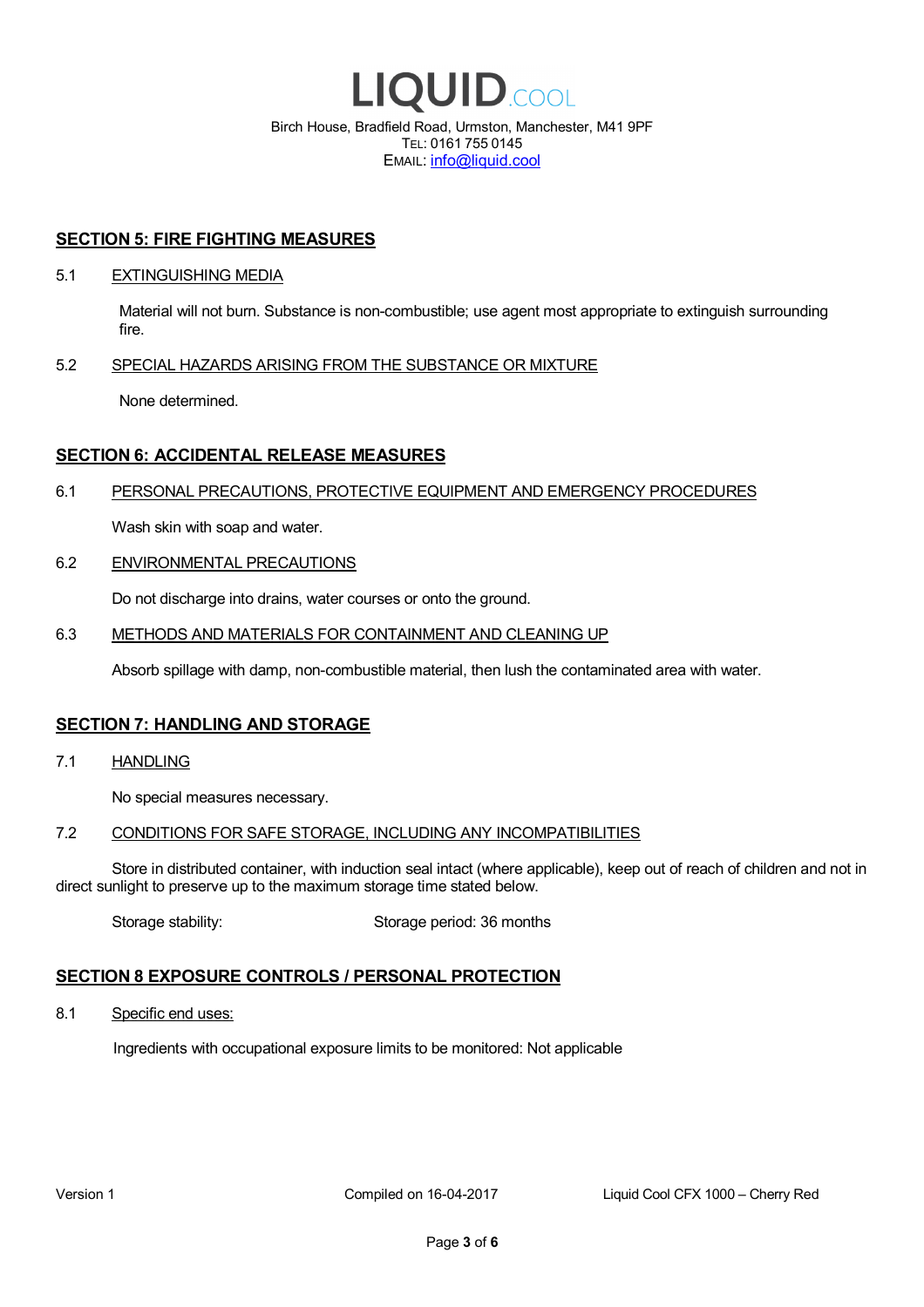# LIQUID.COOL

Birch House, Bradfield Road, Urmston, Manchester, M41 9PF
TEL: 0161 755 0145
EMAIL: info@liquid.cool

## SECTION 5: FIRE FIGHTING MEASURES

### 5.1 EXTINGUISHING MEDIA

Material will not burn. Substance is non-combustible; use agent most appropriate to extinguish surrounding fire.

### 5.2 SPECIAL HAZARDS ARISING FROM THE SUBSTANCE OR MIXTURE

None determined.

## SECTION 6: ACCIDENTAL RELEASE MEASURES

### 6.1 PERSONAL PRECAUTIONS, PROTECTIVE EQUIPMENT AND EMERGENCY PROCEDURES

Wash skin with soap and water.

### 6.2 ENVIRONMENTAL PRECAUTIONS

Do not discharge into drains, water courses or onto the ground.

### 6.3 METHODS AND MATERIALS FOR CONTAINMENT AND CLEANING UP

Absorb spillage with damp, non-combustible material, then lush the contaminated area with water.

## SECTION 7: HANDLING AND STORAGE

### 7.1 HANDLING

No special measures necessary.

### 7.2 CONDITIONS FOR SAFE STORAGE, INCLUDING ANY INCOMPATIBILITIES

Store in distributed container, with induction seal intact (where applicable), keep out of reach of children and not in direct sunlight to preserve up to the maximum storage time stated below.

Storage stability: Storage period: 36 months

## SECTION 8 EXPOSURE CONTROLS / PERSONAL PROTECTION

### 8.1 Specific end uses:

Ingredients with occupational exposure limits to be monitored: Not applicable

Version 1 Compiled on 16-04-2017 Liquid Cool CFX 1000 – Cherry Red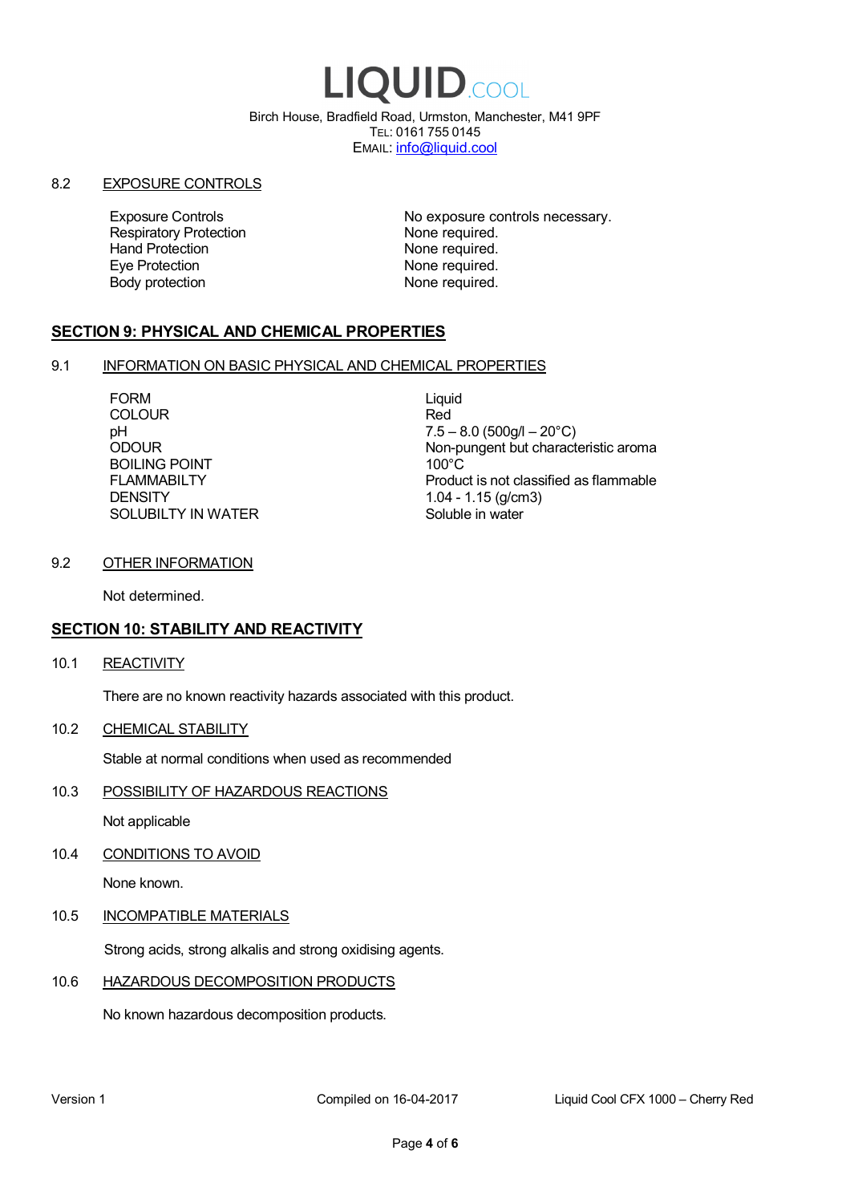### 8.2 EXPOSURE CONTROLS

| | |
|---|---|
| Exposure Controls | No exposure controls necessary. |
| Respiratory Protection | None required. |
| Hand Protection | None required. |
| Eye Protection | None required. |
| Body protection | None required. |

## SECTION 9: PHYSICAL AND CHEMICAL PROPERTIES

### 9.1 INFORMATION ON BASIC PHYSICAL AND CHEMICAL PROPERTIES

| | |
|---|---|
| FORM | Liquid |
| COLOUR | Red |
| pH | 7.5 – 8.0 (500g/l – 20°C) |
| ODOUR | Non-pungent but characteristic aroma |
| BOILING POINT | 100°C |
| FLAMMABILTY | Product is not classified as flammable |
| DENSITY | 1.04 - 1.15 (g/cm3) |
| SOLUBILTY IN WATER | Soluble in water |

### 9.2 OTHER INFORMATION

Not determined.

## SECTION 10: STABILITY AND REACTIVITY

### 10.1 REACTIVITY

There are no known reactivity hazards associated with this product.

### 10.2 CHEMICAL STABILITY

Stable at normal conditions when used as recommended

### 10.3 POSSIBILITY OF HAZARDOUS REACTIONS

Not applicable

### 10.4 CONDITIONS TO AVOID

None known.

### 10.5 INCOMPATIBLE MATERIALS

Strong acids, strong alkalis and strong oxidising agents.

### 10.6 HAZARDOUS DECOMPOSITION PRODUCTS

No known hazardous decomposition products.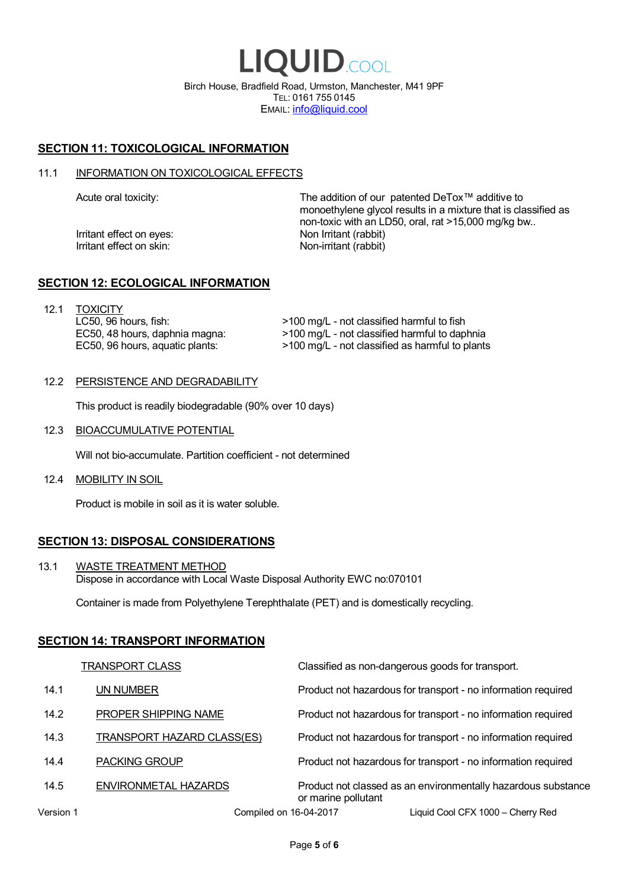## SECTION 11: TOXICOLOGICAL INFORMATION

### 11.1 INFORMATION ON TOXICOLOGICAL EFFECTS

| | |
|---|---|
| Acute oral toxicity: | The addition of our patented DeTox™ additive to monoethylene glycol results in a mixture that is classified as non-toxic with an LD50, oral, rat >15,000 mg/kg bw.. |
| Irritant effect on eyes: | Non Irritant (rabbit) |
| Irritant effect on skin: | Non-irritant (rabbit) |

## SECTION 12: ECOLOGICAL INFORMATION

### 12.1 TOXICITY

| | |
|---|---|
| LC50, 96 hours, fish: | >100 mg/L - not classified harmful to fish |
| EC50, 48 hours, daphnia magna: | >100 mg/L - not classified harmful to daphnia |
| EC50, 96 hours, aquatic plants: | >100 mg/L - not classified as harmful to plants |

### 12.2 PERSISTENCE AND DEGRADABILITY

This product is readily biodegradable (90% over 10 days)

### 12.3 BIOACCUMULATIVE POTENTIAL

Will not bio-accumulate. Partition coefficient - not determined

### 12.4 MOBILITY IN SOIL

Product is mobile in soil as it is water soluble.

## SECTION 13: DISPOSAL CONSIDERATIONS

### 13.1 WASTE TREATMENT METHOD

Dispose in accordance with Local Waste Disposal Authority EWC no:070101

Container is made from Polyethylene Terephthalate (PET) and is domestically recycling.

## SECTION 14: TRANSPORT INFORMATION

| | | |
|---|---|---|
| | TRANSPORT CLASS | Classified as non-dangerous goods for transport. |
| 14.1 | UN NUMBER | Product not hazardous for transport - no information required |
| 14.2 | PROPER SHIPPING NAME | Product not hazardous for transport - no information required |
| 14.3 | TRANSPORT HAZARD CLASS(ES) | Product not hazardous for transport - no information required |
| 14.4 | PACKING GROUP | Product not hazardous for transport - no information required |
| 14.5 | ENVIRONMETAL HAZARDS | Product not classed as an environmentally hazardous substance or marine pollutant |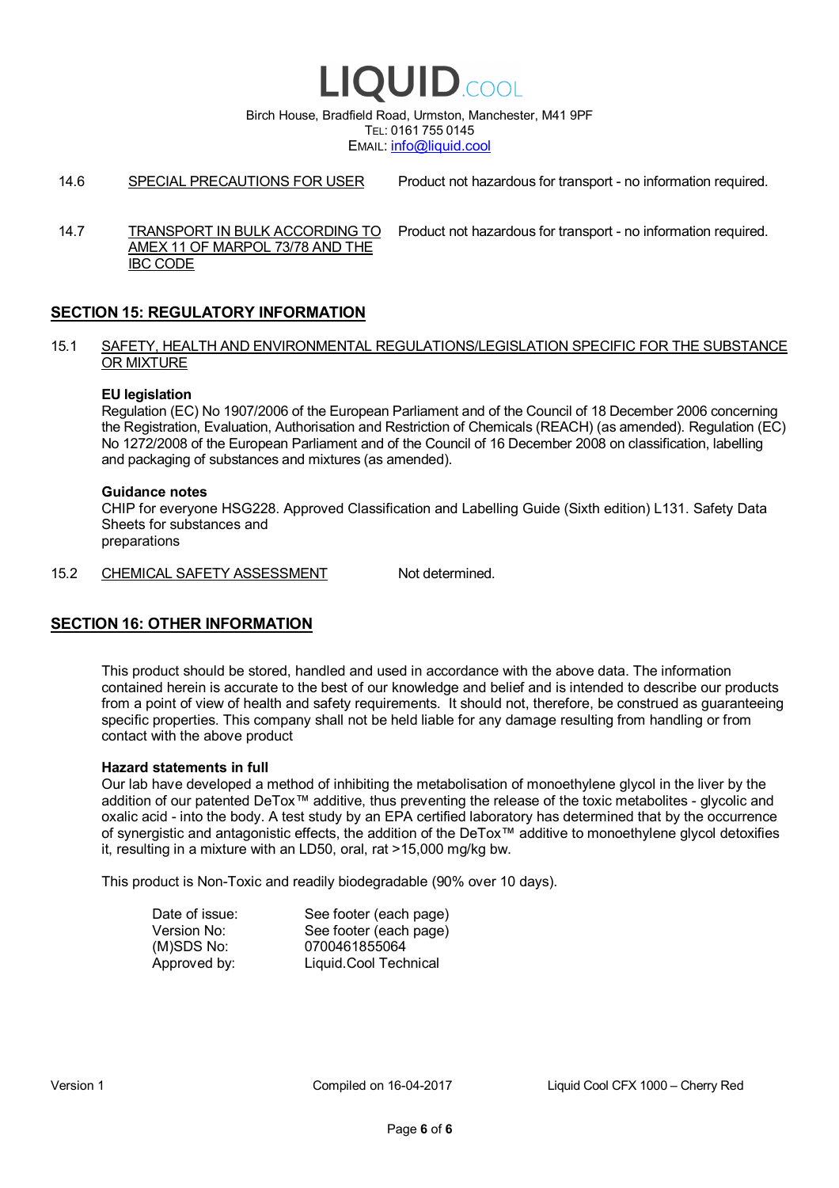14.6 SPECIAL PRECAUTIONS FOR USER — Product not hazardous for transport - no information required.

14.7 TRANSPORT IN BULK ACCORDING TO AMEX 11 OF MARPOL 73/78 AND THE IBC CODE — Product not hazardous for transport - no information required.

## SECTION 15: REGULATORY INFORMATION

15.1 SAFETY, HEALTH AND ENVIRONMENTAL REGULATIONS/LEGISLATION SPECIFIC FOR THE SUBSTANCE OR MIXTURE

**EU legislation**

Regulation (EC) No 1907/2006 of the European Parliament and of the Council of 18 December 2006 concerning the Registration, Evaluation, Authorisation and Restriction of Chemicals (REACH) (as amended). Regulation (EC) No 1272/2008 of the European Parliament and of the Council of 16 December 2008 on classification, labelling and packaging of substances and mixtures (as amended).

**Guidance notes**

CHIP for everyone HSG228. Approved Classification and Labelling Guide (Sixth edition) L131. Safety Data Sheets for substances and preparations

15.2 CHEMICAL SAFETY ASSESSMENT — Not determined.

## SECTION 16: OTHER INFORMATION

This product should be stored, handled and used in accordance with the above data. The information contained herein is accurate to the best of our knowledge and belief and is intended to describe our products from a point of view of health and safety requirements. It should not, therefore, be construed as guaranteeing specific properties. This company shall not be held liable for any damage resulting from handling or from contact with the above product

**Hazard statements in full**

Our lab have developed a method of inhibiting the metabolisation of monoethylene glycol in the liver by the addition of our patented DeTox™ additive, thus preventing the release of the toxic metabolites - glycolic and oxalic acid - into the body. A test study by an EPA certified laboratory has determined that by the occurrence of synergistic and antagonistic effects, the addition of the DeTox™ additive to monoethylene glycol detoxifies it, resulting in a mixture with an LD50, oral, rat >15,000 mg/kg bw.

This product is Non-Toxic and readily biodegradable (90% over 10 days).

| | |
|---|---|
| Date of issue: | See footer (each page) |
| Version No: | See footer (each page) |
| (M)SDS No: | 0700461855064 |
| Approved by: | Liquid.Cool Technical |